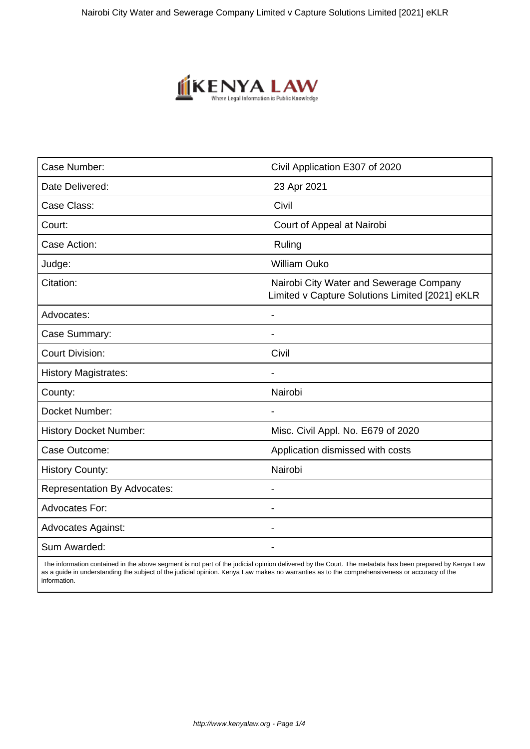| Case Number: | Civil Application E307 of 2020 |
|---|---|
| Date Delivered: | 23 Apr 2021 |
| Case Class: | Civil |
| Court: | Court of Appeal at Nairobi |
| Case Action: | Ruling |
| Judge: | William Ouko |
| Citation: | Nairobi City Water and Sewerage Company Limited v Capture Solutions Limited [2021] eKLR |
| Advocates: | - |
| Case Summary: | - |
| Court Division: | Civil |
| History Magistrates: | - |
| County: | Nairobi |
| Docket Number: | - |
| History Docket Number: | Misc. Civil Appl. No. E679 of 2020 |
| Case Outcome: | Application dismissed with costs |
| History County: | Nairobi |
| Representation By Advocates: | - |
| Advocates For: | - |
| Advocates Against: | - |
| Sum Awarded: | - |

The information contained in the above segment is not part of the judicial opinion delivered by the Court. The metadata has been prepared by Kenya Law as a guide in understanding the subject of the judicial opinion. Kenya Law makes no warranties as to the comprehensiveness or accuracy of the information.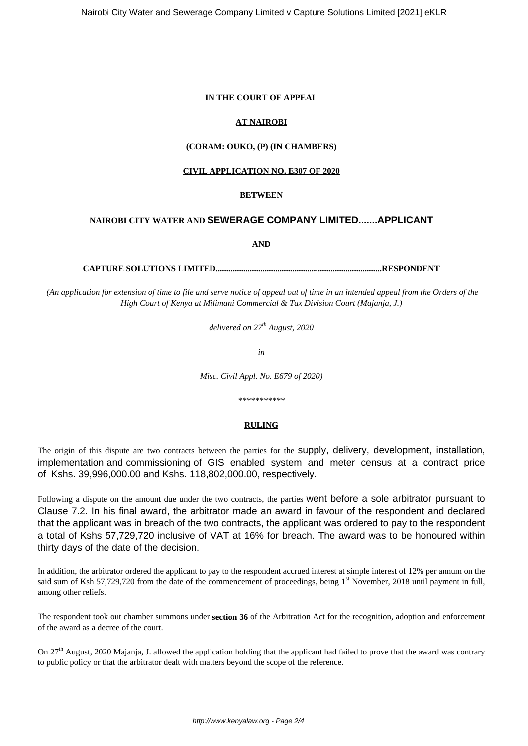**IN THE COURT OF APPEAL**

**AT NAIROBI**

**(CORAM: OUKO, (P) (IN CHAMBERS)**

**CIVIL APPLICATION NO. E307 OF 2020**

**BETWEEN**

**NAIROBI CITY WATER AND SEWERAGE COMPANY LIMITED.......APPLICANT**

**AND**

**CAPTURE SOLUTIONS LIMITED.............................................................................RESPONDENT**

*(An application for extension of time to file and serve notice of appeal out of time in an intended appeal from the Orders of the High Court of Kenya at Milimani Commercial & Tax Division Court (Majanja, J.)*

*delivered on 27th August, 2020*

*in*

*Misc. Civil Appl. No. E679 of 2020)*

\*\*\*\*\*\*\*\*\*\*\*

**RULING**

The origin of this dispute are two contracts between the parties for the supply, delivery, development, installation, implementation and commissioning of GIS enabled system and meter census at a contract price of Kshs. 39,996,000.00 and Kshs. 118,802,000.00, respectively.

Following a dispute on the amount due under the two contracts, the parties went before a sole arbitrator pursuant to Clause 7.2. In his final award, the arbitrator made an award in favour of the respondent and declared that the applicant was in breach of the two contracts, the applicant was ordered to pay to the respondent a total of Kshs 57,729,720 inclusive of VAT at 16% for breach. The award was to be honoured within thirty days of the date of the decision.

In addition, the arbitrator ordered the applicant to pay to the respondent accrued interest at simple interest of 12% per annum on the said sum of Ksh 57,729,720 from the date of the commencement of proceedings, being 1st November, 2018 until payment in full, among other reliefs.

The respondent took out chamber summons under **section 36** of the Arbitration Act for the recognition, adoption and enforcement of the award as a decree of the court.

On 27th August, 2020 Majanja, J. allowed the application holding that the applicant had failed to prove that the award was contrary to public policy or that the arbitrator dealt with matters beyond the scope of the reference.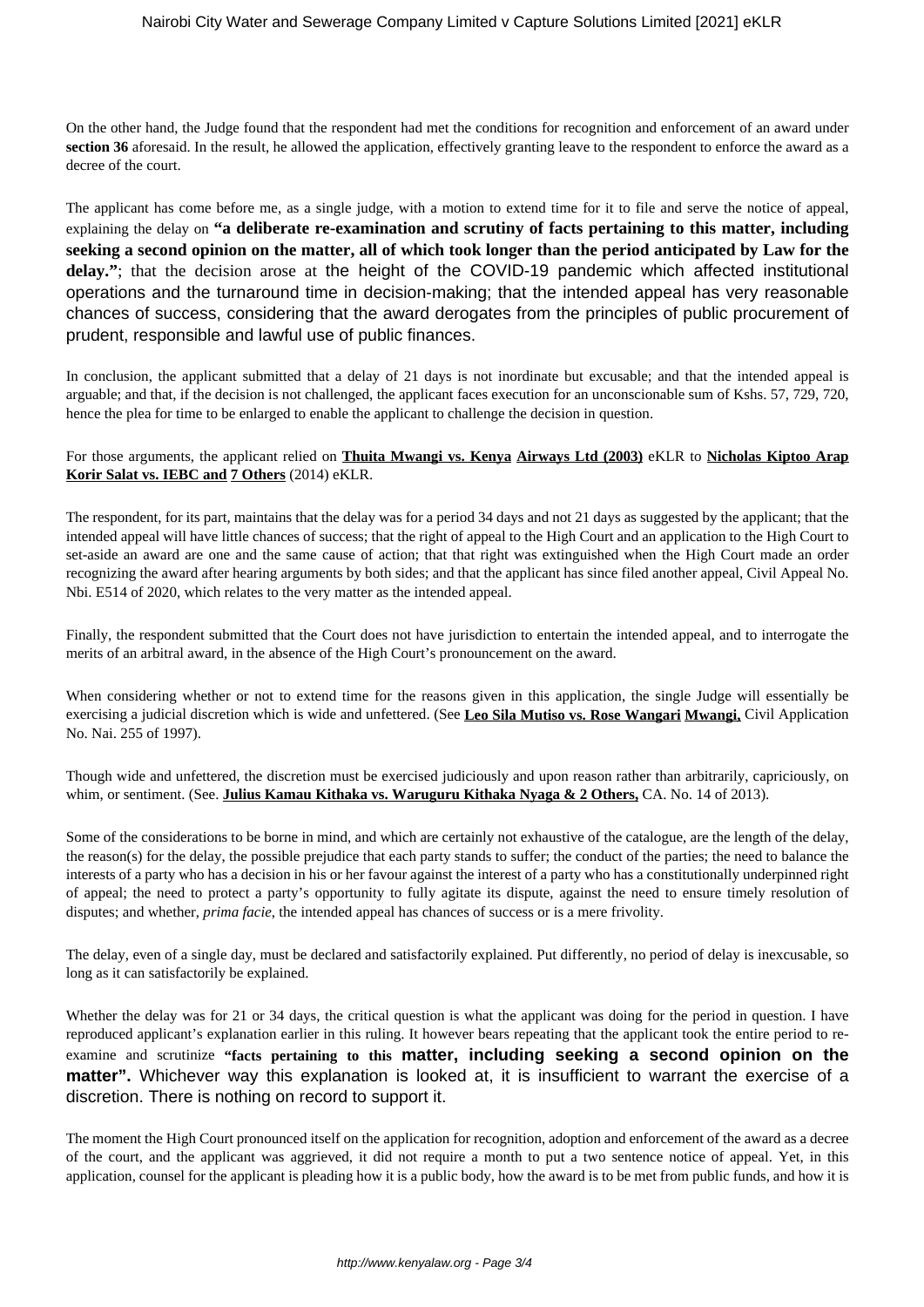On the other hand, the Judge found that the respondent had met the conditions for recognition and enforcement of an award under **section 36** aforesaid. In the result, he allowed the application, effectively granting leave to the respondent to enforce the award as a decree of the court.

The applicant has come before me, as a single judge, with a motion to extend time for it to file and serve the notice of appeal, explaining the delay on **"a deliberate re-examination and scrutiny of facts pertaining to this matter, including seeking a second opinion on the matter, all of which took longer than the period anticipated by Law for the delay."**; that the decision arose at the height of the COVID-19 pandemic which affected institutional operations and the turnaround time in decision-making; that the intended appeal has very reasonable chances of success, considering that the award derogates from the principles of public procurement of prudent, responsible and lawful use of public finances.

In conclusion, the applicant submitted that a delay of 21 days is not inordinate but excusable; and that the intended appeal is arguable; and that, if the decision is not challenged, the applicant faces execution for an unconscionable sum of Kshs. 57, 729, 720, hence the plea for time to be enlarged to enable the applicant to challenge the decision in question.

For those arguments, the applicant relied on **Thuita Mwangi vs. Kenya Airways Ltd (2003)** eKLR to **Nicholas Kiptoo Arap Korir Salat vs. IEBC and 7 Others** (2014) eKLR.

The respondent, for its part, maintains that the delay was for a period 34 days and not 21 days as suggested by the applicant; that the intended appeal will have little chances of success; that the right of appeal to the High Court and an application to the High Court to set-aside an award are one and the same cause of action; that that right was extinguished when the High Court made an order recognizing the award after hearing arguments by both sides; and that the applicant has since filed another appeal, Civil Appeal No. Nbi. E514 of 2020, which relates to the very matter as the intended appeal.

Finally, the respondent submitted that the Court does not have jurisdiction to entertain the intended appeal, and to interrogate the merits of an arbitral award, in the absence of the High Court's pronouncement on the award.

When considering whether or not to extend time for the reasons given in this application, the single Judge will essentially be exercising a judicial discretion which is wide and unfettered. (See **Leo Sila Mutiso vs. Rose Wangari Mwangi,** Civil Application No. Nai. 255 of 1997).

Though wide and unfettered, the discretion must be exercised judiciously and upon reason rather than arbitrarily, capriciously, on whim, or sentiment. (See. **Julius Kamau Kithaka vs. Waruguru Kithaka Nyaga & 2 Others,** CA. No. 14 of 2013).

Some of the considerations to be borne in mind, and which are certainly not exhaustive of the catalogue, are the length of the delay, the reason(s) for the delay, the possible prejudice that each party stands to suffer; the conduct of the parties; the need to balance the interests of a party who has a decision in his or her favour against the interest of a party who has a constitutionally underpinned right of appeal; the need to protect a party's opportunity to fully agitate its dispute, against the need to ensure timely resolution of disputes; and whether, *prima facie*, the intended appeal has chances of success or is a mere frivolity.

The delay, even of a single day, must be declared and satisfactorily explained. Put differently, no period of delay is inexcusable, so long as it can satisfactorily be explained.

Whether the delay was for 21 or 34 days, the critical question is what the applicant was doing for the period in question. I have reproduced applicant's explanation earlier in this ruling. It however bears repeating that the applicant took the entire period to re-examine and scrutinize **"facts pertaining to this matter, including seeking a second opinion on the matter".** Whichever way this explanation is looked at, it is insufficient to warrant the exercise of a discretion. There is nothing on record to support it.

The moment the High Court pronounced itself on the application for recognition, adoption and enforcement of the award as a decree of the court, and the applicant was aggrieved, it did not require a month to put a two sentence notice of appeal. Yet, in this application, counsel for the applicant is pleading how it is a public body, how the award is to be met from public funds, and how it is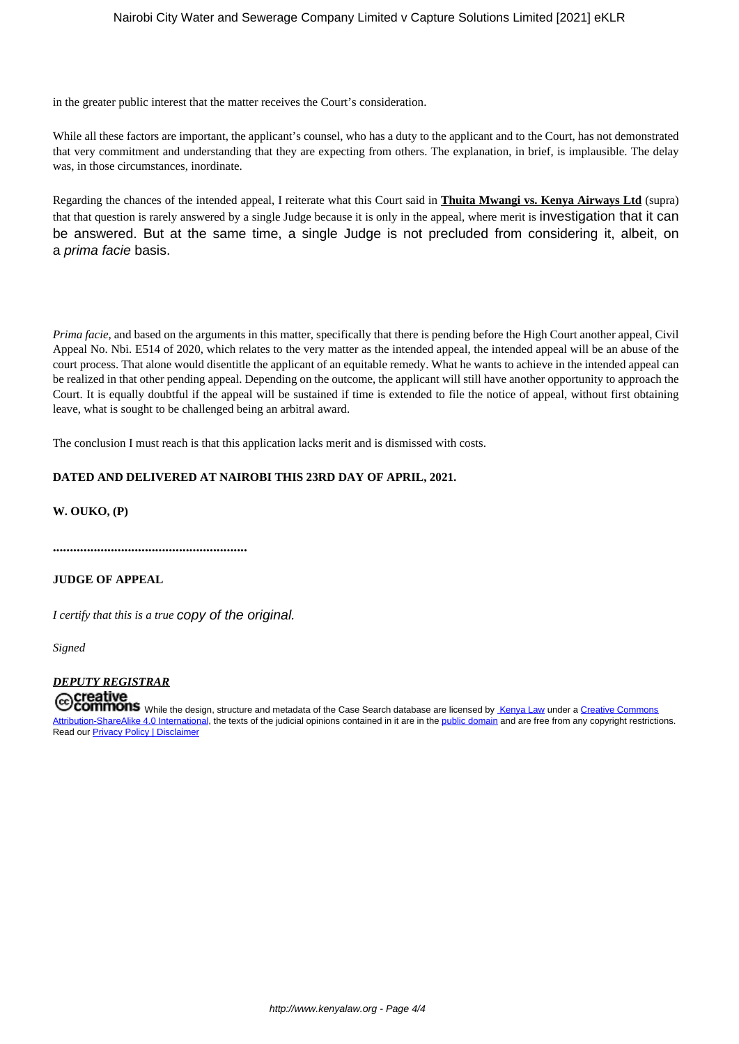in the greater public interest that the matter receives the Court's consideration.

While all these factors are important, the applicant's counsel, who has a duty to the applicant and to the Court, has not demonstrated that very commitment and understanding that they are expecting from others. The explanation, in brief, is implausible. The delay was, in those circumstances, inordinate.

Regarding the chances of the intended appeal, I reiterate what this Court said in **Thuita Mwangi vs. Kenya Airways Ltd** (supra) that that question is rarely answered by a single Judge because it is only in the appeal, where merit is investigation that it can be answered. But at the same time, a single Judge is not precluded from considering it, albeit, on a *prima facie* basis.

*Prima facie,* and based on the arguments in this matter, specifically that there is pending before the High Court another appeal, Civil Appeal No. Nbi. E514 of 2020, which relates to the very matter as the intended appeal, the intended appeal will be an abuse of the court process. That alone would disentitle the applicant of an equitable remedy. What he wants to achieve in the intended appeal can be realized in that other pending appeal. Depending on the outcome, the applicant will still have another opportunity to approach the Court. It is equally doubtful if the appeal will be sustained if time is extended to file the notice of appeal, without first obtaining leave, what is sought to be challenged being an arbitral award.

The conclusion I must reach is that this application lacks merit and is dismissed with costs.

**DATED AND DELIVERED AT NAIROBI THIS 23RD DAY OF APRIL, 2021.**

**W. OUKO, (P)**

**.........................................................**

**JUDGE OF APPEAL**

*I certify that this is a true* copy of the original.

*Signed*

***DEPUTY REGISTRAR***

While the design, structure and metadata of the Case Search database are licensed by Kenya Law under a Creative Commons Attribution-ShareAlike 4.0 International, the texts of the judicial opinions contained in it are in the public domain and are free from any copyright restrictions. Read our Privacy Policy | Disclaimer